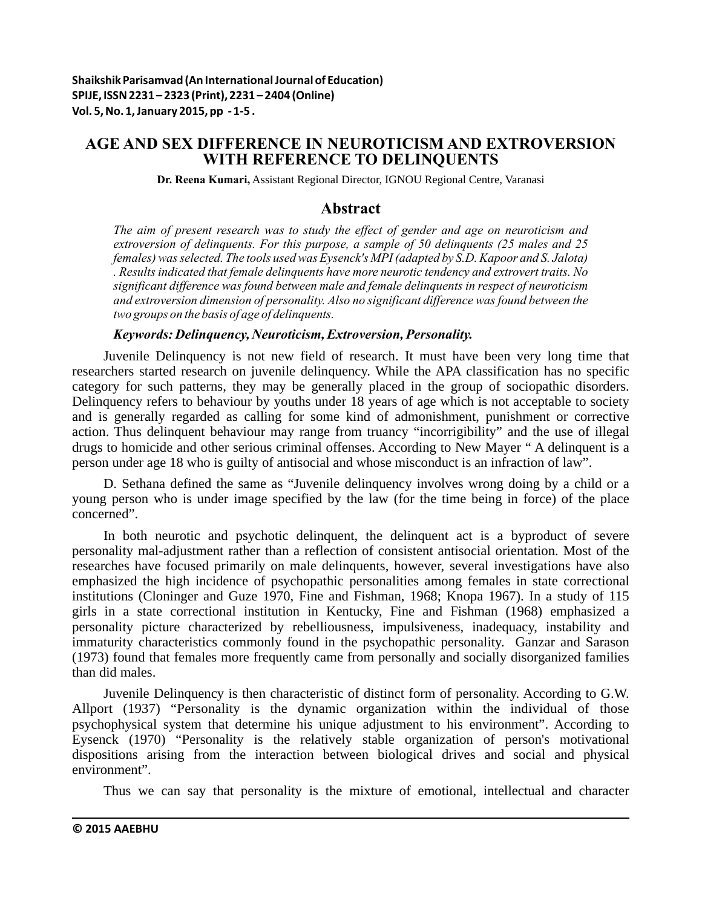# AGE AND SEX DIFFERENCE IN NEUROTICISM AND EXTROVERSION WITH REFERENCE TO DELINQUENTS

**Dr. Reena Kumari,** Assistant Regional Director, IGNOU Regional Centre, Varanasi

## Abstract

*The aim of present research was to study the effect of gender and age on neuroticism and extroversion of delinquents. For this purpose, a sample of 50 delinquents (25 males and 25 females) was selected. The tools used was Eysenck's MPI (adapted by S.D. Kapoor and S. Jalota) . Results indicated that female delinquents have more neurotic tendency and extrovert traits. No significant difference was found between male and female delinquents in respect of neuroticism and extroversion dimension of personality. Also no significant difference was found between the two groups on the basis of age of delinquents.*

***Keywords: Delinquency, Neuroticism, Extroversion, Personality.***

Juvenile Delinquency is not new field of research. It must have been very long time that researchers started research on juvenile delinquency. While the APA classification has no specific category for such patterns, they may be generally placed in the group of sociopathic disorders. Delinquency refers to behaviour by youths under 18 years of age which is not acceptable to society and is generally regarded as calling for some kind of admonishment, punishment or corrective action. Thus delinquent behaviour may range from truancy "incorrigibility" and the use of illegal drugs to homicide and other serious criminal offenses. According to New Mayer " A delinquent is a person under age 18 who is guilty of antisocial and whose misconduct is an infraction of law".

D. Sethana defined the same as "Juvenile delinquency involves wrong doing by a child or a young person who is under image specified by the law (for the time being in force) of the place concerned".

In both neurotic and psychotic delinquent, the delinquent act is a byproduct of severe personality mal-adjustment rather than a reflection of consistent antisocial orientation. Most of the researches have focused primarily on male delinquents, however, several investigations have also emphasized the high incidence of psychopathic personalities among females in state correctional institutions (Cloninger and Guze 1970, Fine and Fishman, 1968; Knopa 1967). In a study of 115 girls in a state correctional institution in Kentucky, Fine and Fishman (1968) emphasized a personality picture characterized by rebelliousness, impulsiveness, inadequacy, instability and immaturity characteristics commonly found in the psychopathic personality. Ganzar and Sarason (1973) found that females more frequently came from personally and socially disorganized families than did males.

Juvenile Delinquency is then characteristic of distinct form of personality. According to G.W. Allport (1937) "Personality is the dynamic organization within the individual of those psychophysical system that determine his unique adjustment to his environment". According to Eysenck (1970) "Personality is the relatively stable organization of person's motivational dispositions arising from the interaction between biological drives and social and physical environment".

Thus we can say that personality is the mixture of emotional, intellectual and character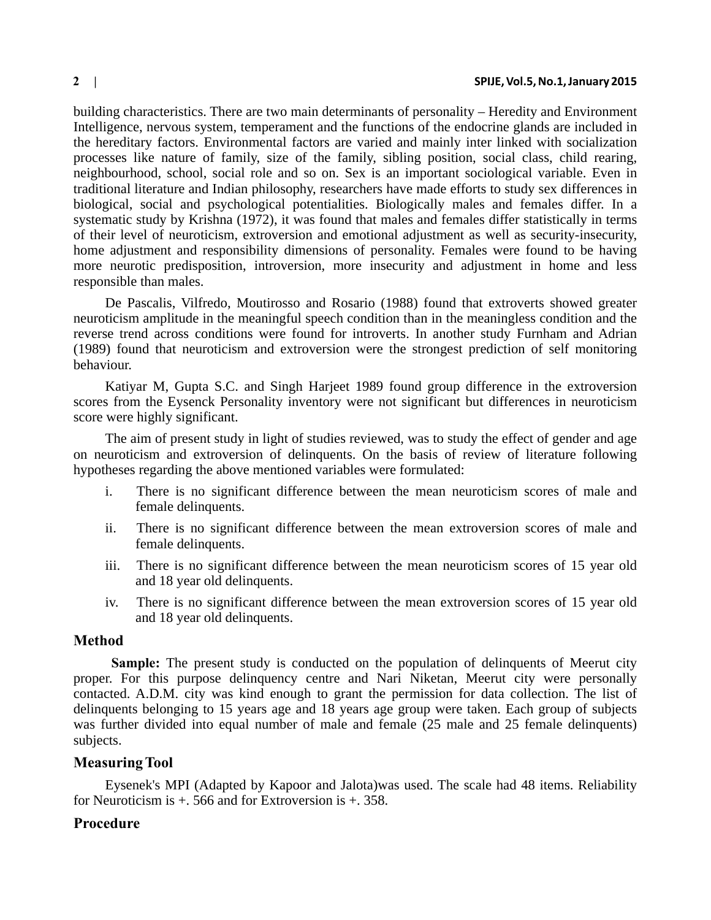building characteristics. There are two main determinants of personality – Heredity and Environment Intelligence, nervous system, temperament and the functions of the endocrine glands are included in the hereditary factors. Environmental factors are varied and mainly inter linked with socialization processes like nature of family, size of the family, sibling position, social class, child rearing, neighbourhood, school, social role and so on. Sex is an important sociological variable. Even in traditional literature and Indian philosophy, researchers have made efforts to study sex differences in biological, social and psychological potentialities. Biologically males and females differ. In a systematic study by Krishna (1972), it was found that males and females differ statistically in terms of their level of neuroticism, extroversion and emotional adjustment as well as security-insecurity, home adjustment and responsibility dimensions of personality. Females were found to be having more neurotic predisposition, introversion, more insecurity and adjustment in home and less responsible than males.

De Pascalis, Vilfredo, Moutirosso and Rosario (1988) found that extroverts showed greater neuroticism amplitude in the meaningful speech condition than in the meaningless condition and the reverse trend across conditions were found for introverts. In another study Furnham and Adrian (1989) found that neuroticism and extroversion were the strongest prediction of self monitoring behaviour.

Katiyar M, Gupta S.C. and Singh Harjeet 1989 found group difference in the extroversion scores from the Eysenck Personality inventory were not significant but differences in neuroticism score were highly significant.

The aim of present study in light of studies reviewed, was to study the effect of gender and age on neuroticism and extroversion of delinquents. On the basis of review of literature following hypotheses regarding the above mentioned variables were formulated:

i. There is no significant difference between the mean neuroticism scores of male and female delinquents.
ii. There is no significant difference between the mean extroversion scores of male and female delinquents.
iii. There is no significant difference between the mean neuroticism scores of 15 year old and 18 year old delinquents.
iv. There is no significant difference between the mean extroversion scores of 15 year old and 18 year old delinquents.

## Method

**Sample:** The present study is conducted on the population of delinquents of Meerut city proper. For this purpose delinquency centre and Nari Niketan, Meerut city were personally contacted. A.D.M. city was kind enough to grant the permission for data collection. The list of delinquents belonging to 15 years age and 18 years age group were taken. Each group of subjects was further divided into equal number of male and female (25 male and 25 female delinquents) subjects.

## Measuring Tool

Eysenek's MPI (Adapted by Kapoor and Jalota)was used. The scale had 48 items. Reliability for Neuroticism is +. 566 and for Extroversion is +. 358.

## Procedure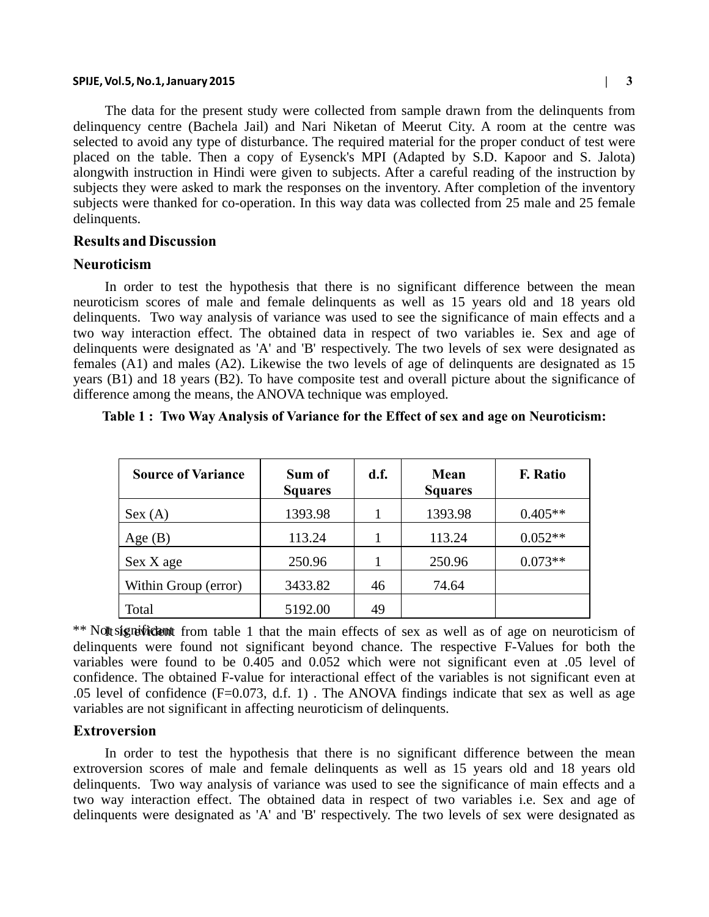The data for the present study were collected from sample drawn from the delinquents from delinquency centre (Bachela Jail) and Nari Niketan of Meerut City. A room at the centre was selected to avoid any type of disturbance. The required material for the proper conduct of test were placed on the table. Then a copy of Eysenck's MPI (Adapted by S.D. Kapoor and S. Jalota) alongwith instruction in Hindi were given to subjects. After a careful reading of the instruction by subjects they were asked to mark the responses on the inventory. After completion of the inventory subjects were thanked for co-operation. In this way data was collected from 25 male and 25 female delinquents.

## Results and Discussion

### Neuroticism

In order to test the hypothesis that there is no significant difference between the mean neuroticism scores of male and female delinquents as well as 15 years old and 18 years old delinquents. Two way analysis of variance was used to see the significance of main effects and a two way interaction effect. The obtained data in respect of two variables ie. Sex and age of delinquents were designated as 'A' and 'B' respectively. The two levels of sex were designated as females (A1) and males (A2). Likewise the two levels of age of delinquents are designated as 15 years (B1) and 18 years (B2). To have composite test and overall picture about the significance of difference among the means, the ANOVA technique was employed.

**Table 1 : Two Way Analysis of Variance for the Effect of sex and age on Neuroticism:**

| Source of Variance | Sum of Squares | d.f. | Mean Squares | F. Ratio |
|---|---|---|---|---|
| Sex (A) | 1393.98 | 1 | 1393.98 | 0.405** |
| Age (B) | 113.24 | 1 | 113.24 | 0.052** |
| Sex X age | 250.96 | 1 | 250.96 | 0.073** |
| Within Group (error) | 3433.82 | 46 | 74.64 | |
| Total | 5192.00 | 49 | | |

** Not significant

It is evident from table 1 that the main effects of sex as well as of age on neuroticism of delinquents were found not significant beyond chance. The respective F-Values for both the variables were found to be 0.405 and 0.052 which were not significant even at .05 level of confidence. The obtained F-value for interactional effect of the variables is not significant even at .05 level of confidence (F=0.073, d.f. 1) . The ANOVA findings indicate that sex as well as age variables are not significant in affecting neuroticism of delinquents.

### Extroversion

In order to test the hypothesis that there is no significant difference between the mean extroversion scores of male and female delinquents as well as 15 years old and 18 years old delinquents. Two way analysis of variance was used to see the significance of main effects and a two way interaction effect. The obtained data in respect of two variables i.e. Sex and age of delinquents were designated as 'A' and 'B' respectively. The two levels of sex were designated as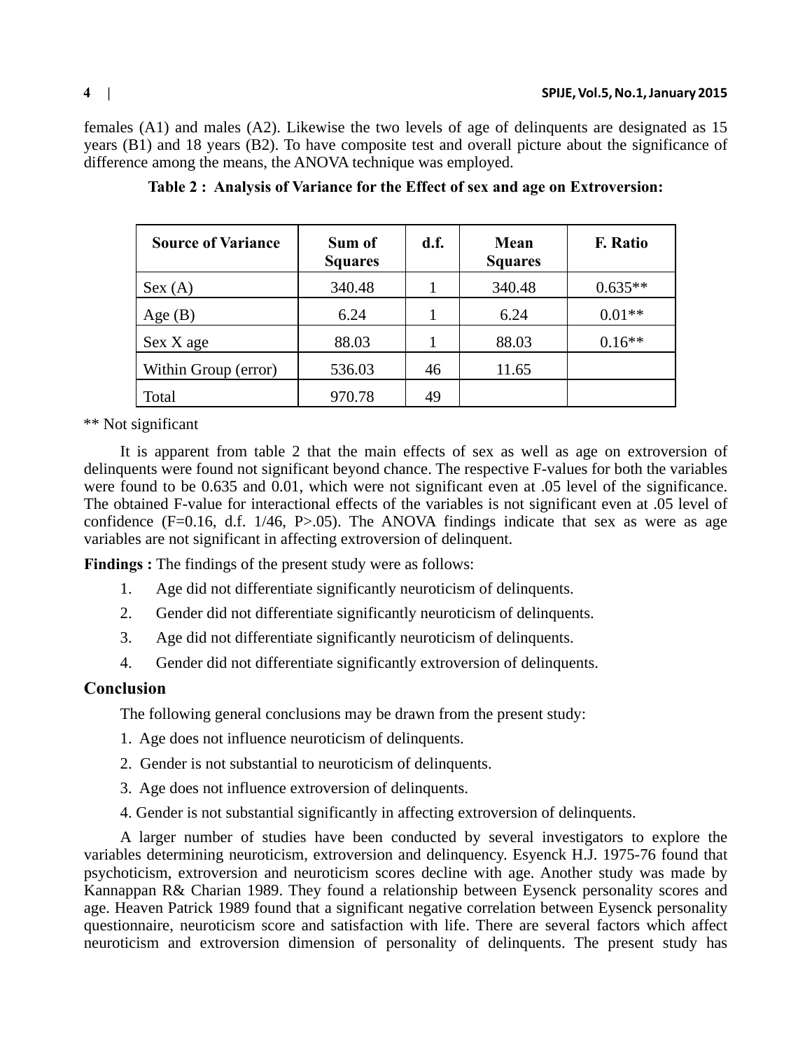females (A1) and males (A2). Likewise the two levels of age of delinquents are designated as 15 years (B1) and 18 years (B2). To have composite test and overall picture about the significance of difference among the means, the ANOVA technique was employed.

**Table 2 : Analysis of Variance for the Effect of sex and age on Extroversion:**

| Source of Variance | Sum of Squares | d.f. | Mean Squares | F. Ratio |
|---|---|---|---|---|
| Sex (A) | 340.48 | 1 | 340.48 | 0.635** |
| Age (B) | 6.24 | 1 | 6.24 | 0.01** |
| Sex X age | 88.03 | 1 | 88.03 | 0.16** |
| Within Group (error) | 536.03 | 46 | 11.65 | |
| Total | 970.78 | 49 | | |

** Not significant

It is apparent from table 2 that the main effects of sex as well as age on extroversion of delinquents were found not significant beyond chance. The respective F-values for both the variables were found to be 0.635 and 0.01, which were not significant even at .05 level of the significance. The obtained F-value for interactional effects of the variables is not significant even at .05 level of confidence (F=0.16, d.f. 1/46, P>.05). The ANOVA findings indicate that sex as were as age variables are not significant in affecting extroversion of delinquent.

**Findings :** The findings of the present study were as follows:

1. Age did not differentiate significantly neuroticism of delinquents.
2. Gender did not differentiate significantly neuroticism of delinquents.
3. Age did not differentiate significantly neuroticism of delinquents.
4. Gender did not differentiate significantly extroversion of delinquents.

## Conclusion

The following general conclusions may be drawn from the present study:

1. Age does not influence neuroticism of delinquents.
2. Gender is not substantial to neuroticism of delinquents.
3. Age does not influence extroversion of delinquents.
4. Gender is not substantial significantly in affecting extroversion of delinquents.

A larger number of studies have been conducted by several investigators to explore the variables determining neuroticism, extroversion and delinquency. Esyenck H.J. 1975-76 found that psychoticism, extroversion and neuroticism scores decline with age. Another study was made by Kannappan R& Charian 1989. They found a relationship between Eysenck personality scores and age. Heaven Patrick 1989 found that a significant negative correlation between Eysenck personality questionnaire, neuroticism score and satisfaction with life. There are several factors which affect neuroticism and extroversion dimension of personality of delinquents. The present study has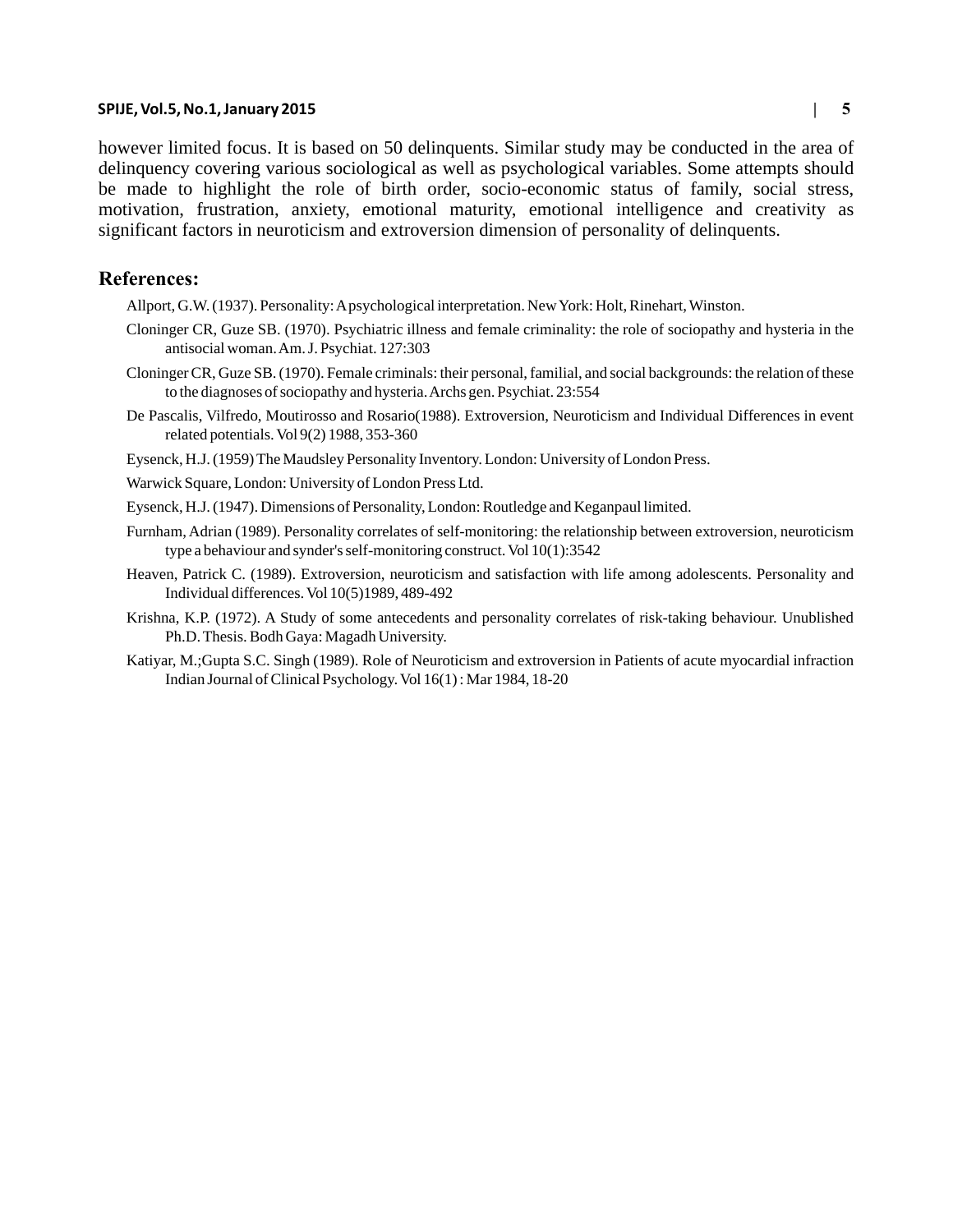however limited focus. It is based on 50 delinquents. Similar study may be conducted in the area of delinquency covering various sociological as well as psychological variables. Some attempts should be made to highlight the role of birth order, socio-economic status of family, social stress, motivation, frustration, anxiety, emotional maturity, emotional intelligence and creativity as significant factors in neuroticism and extroversion dimension of personality of delinquents.

## References:

Allport, G.W. (1937). Personality: A psychological interpretation. New York: Holt, Rinehart, Winston.

Cloninger CR, Guze SB. (1970). Psychiatric illness and female criminality: the role of sociopathy and hysteria in the antisocial woman. Am. J. Psychiat. 127:303

Cloninger CR, Guze SB. (1970). Female criminals: their personal, familial, and social backgrounds: the relation of these to the diagnoses of sociopathy and hysteria. Archs gen. Psychiat. 23:554

De Pascalis, Vilfredo, Moutirosso and Rosario(1988). Extroversion, Neuroticism and Individual Differences in event related potentials. Vol 9(2) 1988, 353-360

Eysenck, H.J. (1959) The Maudsley Personality Inventory. London: University of London Press.

Warwick Square, London: University of London Press Ltd.

Eysenck, H.J. (1947). Dimensions of Personality, London: Routledge and Keganpaul limited.

Furnham, Adrian (1989). Personality correlates of self-monitoring: the relationship between extroversion, neuroticism type a behaviour and synder's self-monitoring construct. Vol 10(1):3542

Heaven, Patrick C. (1989). Extroversion, neuroticism and satisfaction with life among adolescents. Personality and Individual differences. Vol 10(5)1989, 489-492

Krishna, K.P. (1972). A Study of some antecedents and personality correlates of risk-taking behaviour. Unublished Ph.D. Thesis. Bodh Gaya: Magadh University.

Katiyar, M.;Gupta S.C. Singh (1989). Role of Neuroticism and extroversion in Patients of acute myocardial infraction Indian Journal of Clinical Psychology. Vol 16(1) : Mar 1984, 18-20